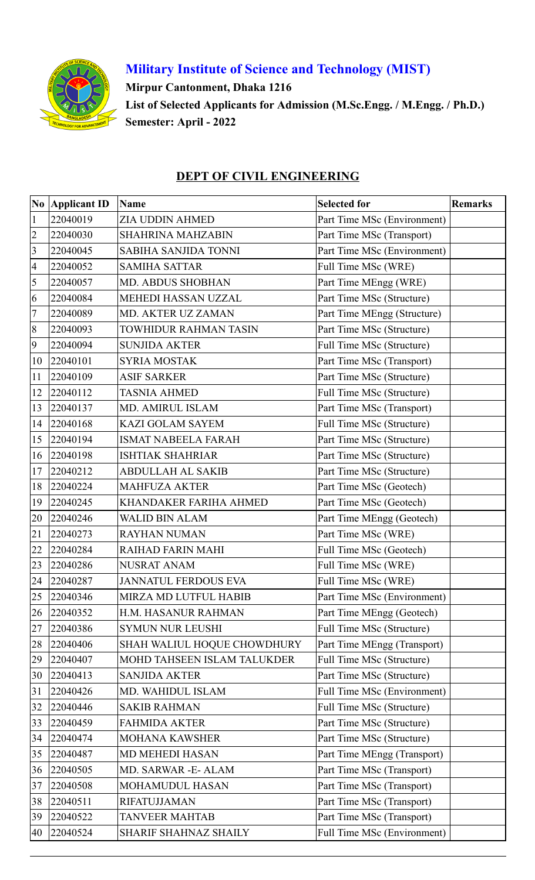# Military Institute of Science and Technology (MIST)

**Mirpur Cantonment, Dhaka 1216**

**List of Selected Applicants for Admission (M.Sc.Engg. / M.Engg. / Ph.D.)**

**Semester: April - 2022**

## DEPT OF CIVIL ENGINEERING

| No | Applicant ID | Name | Selected for | Remarks |
|---|---|---|---|---|
| 1 | 22040019 | ZIA UDDIN AHMED | Part Time MSc (Environment) | |
| 2 | 22040030 | SHAHRINA MAHZABIN | Part Time MSc (Transport) | |
| 3 | 22040045 | SABIHA SANJIDA TONNI | Part Time MSc (Environment) | |
| 4 | 22040052 | SAMIHA SATTAR | Full Time MSc (WRE) | |
| 5 | 22040057 | MD. ABDUS SHOBHAN | Part Time MEngg (WRE) | |
| 6 | 22040084 | MEHEDI HASSAN UZZAL | Part Time MSc (Structure) | |
| 7 | 22040089 | MD. AKTER UZ ZAMAN | Part Time MEngg (Structure) | |
| 8 | 22040093 | TOWHIDUR RAHMAN TASIN | Part Time MSc (Structure) | |
| 9 | 22040094 | SUNJIDA AKTER | Full Time MSc (Structure) | |
| 10 | 22040101 | SYRIA MOSTAK | Part Time MSc (Transport) | |
| 11 | 22040109 | ASIF SARKER | Part Time MSc (Structure) | |
| 12 | 22040112 | TASNIA AHMED | Full Time MSc (Structure) | |
| 13 | 22040137 | MD. AMIRUL ISLAM | Part Time MSc (Transport) | |
| 14 | 22040168 | KAZI GOLAM SAYEM | Full Time MSc (Structure) | |
| 15 | 22040194 | ISMAT NABEELA FARAH | Part Time MSc (Structure) | |
| 16 | 22040198 | ISHTIAK SHAHRIAR | Part Time MSc (Structure) | |
| 17 | 22040212 | ABDULLAH AL SAKIB | Part Time MSc (Structure) | |
| 18 | 22040224 | MAHFUZA AKTER | Part Time MSc (Geotech) | |
| 19 | 22040245 | KHANDAKER FARIHA AHMED | Part Time MSc (Geotech) | |
| 20 | 22040246 | WALID BIN ALAM | Part Time MEngg (Geotech) | |
| 21 | 22040273 | RAYHAN NUMAN | Part Time MSc (WRE) | |
| 22 | 22040284 | RAIHAD FARIN MAHI | Full Time MSc (Geotech) | |
| 23 | 22040286 | NUSRAT ANAM | Full Time MSc (WRE) | |
| 24 | 22040287 | JANNATUL FERDOUS EVA | Full Time MSc (WRE) | |
| 25 | 22040346 | MIRZA MD LUTFUL HABIB | Part Time MSc (Environment) | |
| 26 | 22040352 | H.M. HASANUR RAHMAN | Part Time MEngg (Geotech) | |
| 27 | 22040386 | SYMUN NUR LEUSHI | Full Time MSc (Structure) | |
| 28 | 22040406 | SHAH WALIUL HOQUE CHOWDHURY | Part Time MEngg (Transport) | |
| 29 | 22040407 | MOHD TAHSEEN ISLAM TALUKDER | Full Time MSc (Structure) | |
| 30 | 22040413 | SANJIDA AKTER | Part Time MSc (Structure) | |
| 31 | 22040426 | MD. WAHIDUL ISLAM | Full Time MSc (Environment) | |
| 32 | 22040446 | SAKIB RAHMAN | Full Time MSc (Structure) | |
| 33 | 22040459 | FAHMIDA AKTER | Part Time MSc (Structure) | |
| 34 | 22040474 | MOHANA KAWSHER | Part Time MSc (Structure) | |
| 35 | 22040487 | MD MEHEDI HASAN | Part Time MEngg (Transport) | |
| 36 | 22040505 | MD. SARWAR -E- ALAM | Part Time MSc (Transport) | |
| 37 | 22040508 | MOHAMUDUL HASAN | Part Time MSc (Transport) | |
| 38 | 22040511 | RIFATUJJAMAN | Part Time MSc (Transport) | |
| 39 | 22040522 | TANVEER MAHTAB | Part Time MSc (Transport) | |
| 40 | 22040524 | SHARIF SHAHNAZ SHAILY | Full Time MSc (Environment) | |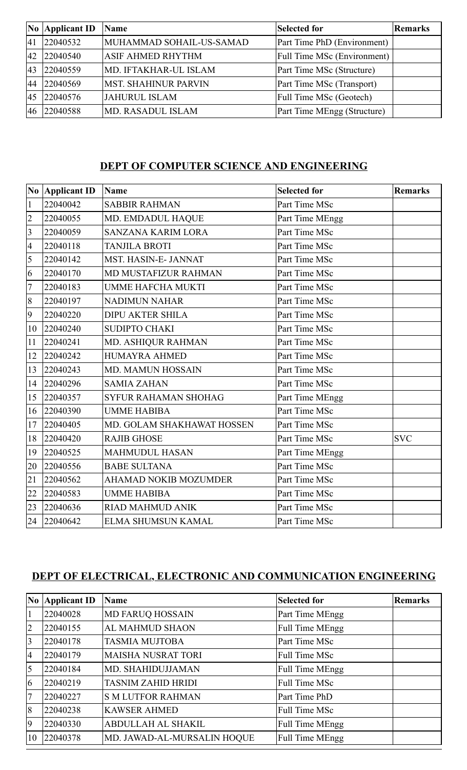| No | Applicant ID | Name | Selected for | Remarks |
|---|---|---|---|---|
| 41 | 22040532 | MUHAMMAD SOHAIL-US-SAMAD | Part Time PhD (Environment) | |
| 42 | 22040540 | ASIF AHMED RHYTHM | Full Time MSc (Environment) | |
| 43 | 22040559 | MD. IFTAKHAR-UL ISLAM | Part Time MSc (Structure) | |
| 44 | 22040569 | MST. SHAHINUR PARVIN | Part Time MSc (Transport) | |
| 45 | 22040576 | JAHURUL ISLAM | Full Time MSc (Geotech) | |
| 46 | 22040588 | MD. RASADUL ISLAM | Part Time MEngg (Structure) | |

## DEPT OF COMPUTER SCIENCE AND ENGINEERING

| No | Applicant ID | Name | Selected for | Remarks |
|---|---|---|---|---|
| 1 | 22040042 | SABBIR RAHMAN | Part Time MSc | |
| 2 | 22040055 | MD. EMDADUL HAQUE | Part Time MEngg | |
| 3 | 22040059 | SANZANA KARIM LORA | Part Time MSc | |
| 4 | 22040118 | TANJILA BROTI | Part Time MSc | |
| 5 | 22040142 | MST. HASIN-E- JANNAT | Part Time MSc | |
| 6 | 22040170 | MD MUSTAFIZUR RAHMAN | Part Time MSc | |
| 7 | 22040183 | UMME HAFCHA MUKTI | Part Time MSc | |
| 8 | 22040197 | NADIMUN NAHAR | Part Time MSc | |
| 9 | 22040220 | DIPU AKTER SHILA | Part Time MSc | |
| 10 | 22040240 | SUDIPTO CHAKI | Part Time MSc | |
| 11 | 22040241 | MD. ASHIQUR RAHMAN | Part Time MSc | |
| 12 | 22040242 | HUMAYRA AHMED | Part Time MSc | |
| 13 | 22040243 | MD. MAMUN HOSSAIN | Part Time MSc | |
| 14 | 22040296 | SAMIA ZAHAN | Part Time MSc | |
| 15 | 22040357 | SYFUR RAHAMAN SHOHAG | Part Time MEngg | |
| 16 | 22040390 | UMME HABIBA | Part Time MSc | |
| 17 | 22040405 | MD. GOLAM SHAKHAWAT HOSSEN | Part Time MSc | |
| 18 | 22040420 | RAJIB GHOSE | Part Time MSc | SVC |
| 19 | 22040525 | MAHMUDUL HASAN | Part Time MEngg | |
| 20 | 22040556 | BABE SULTANA | Part Time MSc | |
| 21 | 22040562 | AHAMAD NOKIB MOZUMDER | Part Time MSc | |
| 22 | 22040583 | UMME HABIBA | Part Time MSc | |
| 23 | 22040636 | RIAD MAHMUD ANIK | Part Time MSc | |
| 24 | 22040642 | ELMA SHUMSUN KAMAL | Part Time MSc | |

## DEPT OF ELECTRICAL, ELECTRONIC AND COMMUNICATION ENGINEERING

| No | Applicant ID | Name | Selected for | Remarks |
|---|---|---|---|---|
| 1 | 22040028 | MD FARUQ HOSSAIN | Part Time MEngg | |
| 2 | 22040155 | AL MAHMUD SHAON | Full Time MEngg | |
| 3 | 22040178 | TASMIA MUJTOBA | Part Time MSc | |
| 4 | 22040179 | MAISHA NUSRAT TORI | Full Time MSc | |
| 5 | 22040184 | MD. SHAHIDUJJAMAN | Full Time MEngg | |
| 6 | 22040219 | TASNIM ZAHID HRIDI | Full Time MSc | |
| 7 | 22040227 | S M LUTFOR RAHMAN | Part Time PhD | |
| 8 | 22040238 | KAWSER AHMED | Full Time MSc | |
| 9 | 22040330 | ABDULLAH AL SHAKIL | Full Time MEngg | |
| 10 | 22040378 | MD. JAWAD-AL-MURSALIN HOQUE | Full Time MEngg | |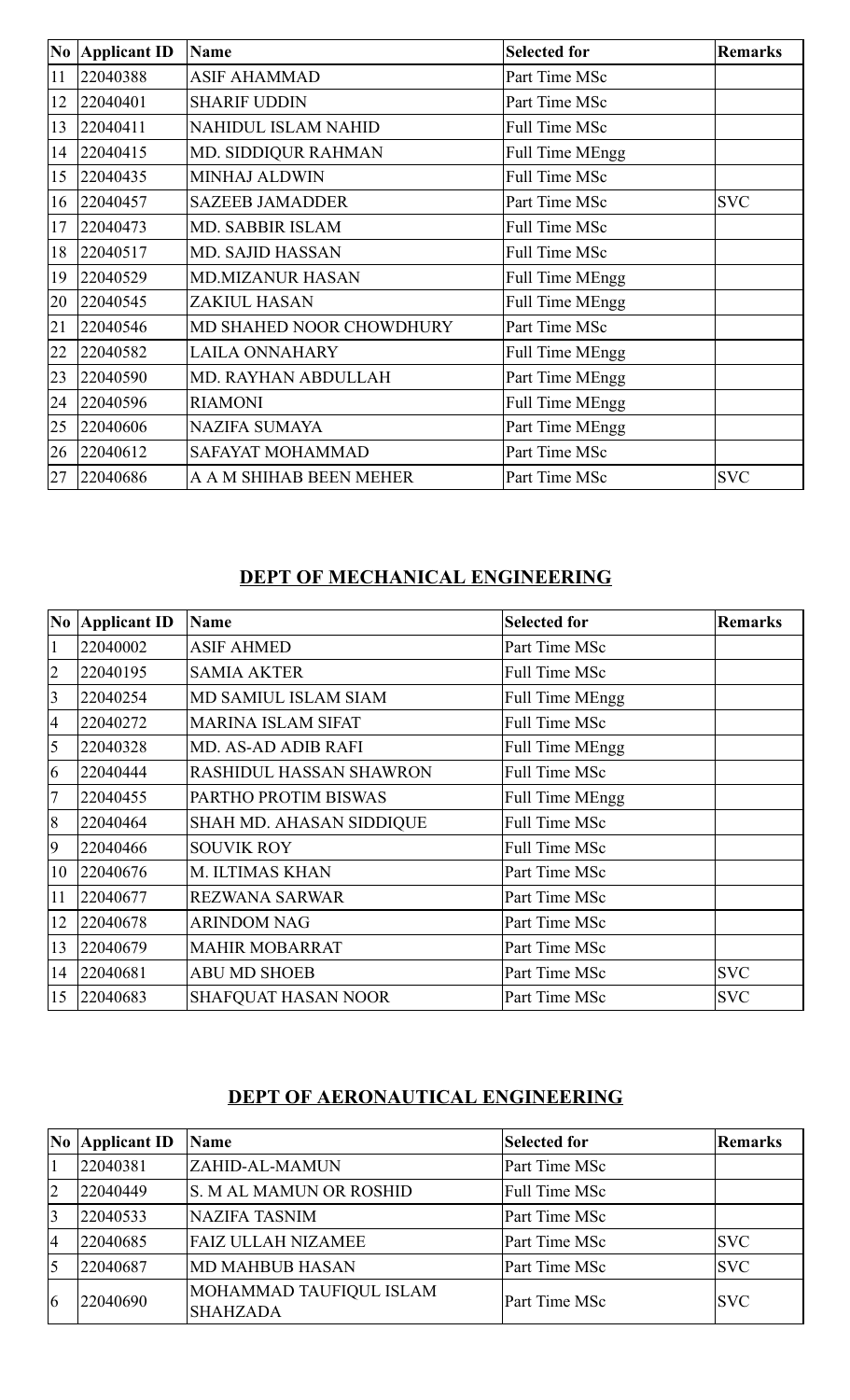| No | Applicant ID | Name | Selected for | Remarks |
|---|---|---|---|---|
| 11 | 22040388 | ASIF AHAMMAD | Part Time MSc | |
| 12 | 22040401 | SHARIF UDDIN | Part Time MSc | |
| 13 | 22040411 | NAHIDUL ISLAM NAHID | Full Time MSc | |
| 14 | 22040415 | MD. SIDDIQUR RAHMAN | Full Time MEngg | |
| 15 | 22040435 | MINHAJ ALDWIN | Full Time MSc | |
| 16 | 22040457 | SAZEEB JAMADDER | Part Time MSc | SVC |
| 17 | 22040473 | MD. SABBIR ISLAM | Full Time MSc | |
| 18 | 22040517 | MD. SAJID HASSAN | Full Time MSc | |
| 19 | 22040529 | MD.MIZANUR HASAN | Full Time MEngg | |
| 20 | 22040545 | ZAKIUL HASAN | Full Time MEngg | |
| 21 | 22040546 | MD SHAHED NOOR CHOWDHURY | Part Time MSc | |
| 22 | 22040582 | LAILA ONNAHARY | Full Time MEngg | |
| 23 | 22040590 | MD. RAYHAN ABDULLAH | Part Time MEngg | |
| 24 | 22040596 | RIAMONI | Full Time MEngg | |
| 25 | 22040606 | NAZIFA SUMAYA | Part Time MEngg | |
| 26 | 22040612 | SAFAYAT MOHAMMAD | Part Time MSc | |
| 27 | 22040686 | A A M SHIHAB BEEN MEHER | Part Time MSc | SVC |

## DEPT OF MECHANICAL ENGINEERING

| No | Applicant ID | Name | Selected for | Remarks |
|---|---|---|---|---|
| 1 | 22040002 | ASIF AHMED | Part Time MSc | |
| 2 | 22040195 | SAMIA AKTER | Full Time MSc | |
| 3 | 22040254 | MD SAMIUL ISLAM SIAM | Full Time MEngg | |
| 4 | 22040272 | MARINA ISLAM SIFAT | Full Time MSc | |
| 5 | 22040328 | MD. AS-AD ADIB RAFI | Full Time MEngg | |
| 6 | 22040444 | RASHIDUL HASSAN SHAWRON | Full Time MSc | |
| 7 | 22040455 | PARTHO PROTIM BISWAS | Full Time MEngg | |
| 8 | 22040464 | SHAH MD. AHASAN SIDDIQUE | Full Time MSc | |
| 9 | 22040466 | SOUVIK ROY | Full Time MSc | |
| 10 | 22040676 | M. ILTIMAS KHAN | Part Time MSc | |
| 11 | 22040677 | REZWANA SARWAR | Part Time MSc | |
| 12 | 22040678 | ARINDOM NAG | Part Time MSc | |
| 13 | 22040679 | MAHIR MOBARRAT | Part Time MSc | |
| 14 | 22040681 | ABU MD SHOEB | Part Time MSc | SVC |
| 15 | 22040683 | SHAFQUAT HASAN NOOR | Part Time MSc | SVC |

## DEPT OF AERONAUTICAL ENGINEERING

| No | Applicant ID | Name | Selected for | Remarks |
|---|---|---|---|---|
| 1 | 22040381 | ZAHID-AL-MAMUN | Part Time MSc | |
| 2 | 22040449 | S. M AL MAMUN OR ROSHID | Full Time MSc | |
| 3 | 22040533 | NAZIFA TASNIM | Part Time MSc | |
| 4 | 22040685 | FAIZ ULLAH NIZAMEE | Part Time MSc | SVC |
| 5 | 22040687 | MD MAHBUB HASAN | Part Time MSc | SVC |
| 6 | 22040690 | MOHAMMAD TAUFIQUL ISLAM SHAHZADA | Part Time MSc | SVC |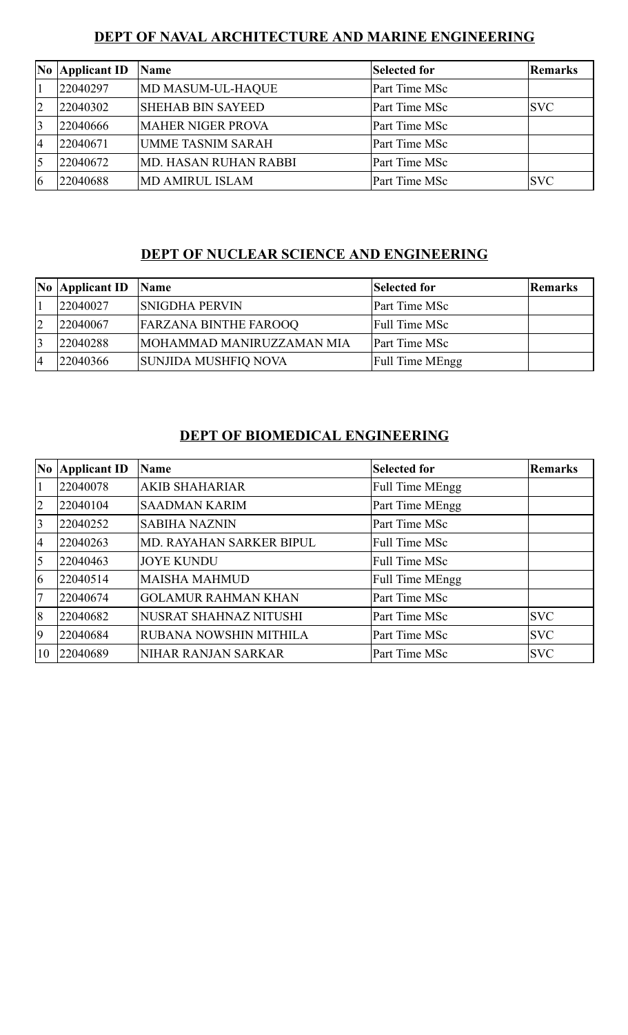## DEPT OF NAVAL ARCHITECTURE AND MARINE ENGINEERING

| No | Applicant ID | Name | Selected for | Remarks |
|---|---|---|---|---|
| 1 | 22040297 | MD MASUM-UL-HAQUE | Part Time MSc | |
| 2 | 22040302 | SHEHAB BIN SAYEED | Part Time MSc | SVC |
| 3 | 22040666 | MAHER NIGER PROVA | Part Time MSc | |
| 4 | 22040671 | UMME TASNIM SARAH | Part Time MSc | |
| 5 | 22040672 | MD. HASAN RUHAN RABBI | Part Time MSc | |
| 6 | 22040688 | MD AMIRUL ISLAM | Part Time MSc | SVC |

## DEPT OF NUCLEAR SCIENCE AND ENGINEERING

| No | Applicant ID | Name | Selected for | Remarks |
|---|---|---|---|---|
| 1 | 22040027 | SNIGDHA PERVIN | Part Time MSc | |
| 2 | 22040067 | FARZANA BINTHE FAROOQ | Full Time MSc | |
| 3 | 22040288 | MOHAMMAD MANIRUZZAMAN MIA | Part Time MSc | |
| 4 | 22040366 | SUNJIDA MUSHFIQ NOVA | Full Time MEngg | |

## DEPT OF BIOMEDICAL ENGINEERING

| No | Applicant ID | Name | Selected for | Remarks |
|---|---|---|---|---|
| 1 | 22040078 | AKIB SHAHARIAR | Full Time MEngg | |
| 2 | 22040104 | SAADMAN KARIM | Part Time MEngg | |
| 3 | 22040252 | SABIHA NAZNIN | Part Time MSc | |
| 4 | 22040263 | MD. RAYAHAN SARKER BIPUL | Full Time MSc | |
| 5 | 22040463 | JOYE KUNDU | Full Time MSc | |
| 6 | 22040514 | MAISHA MAHMUD | Full Time MEngg | |
| 7 | 22040674 | GOLAMUR RAHMAN KHAN | Part Time MSc | |
| 8 | 22040682 | NUSRAT SHAHNAZ NITUSHI | Part Time MSc | SVC |
| 9 | 22040684 | RUBANA NOWSHIN MITHILA | Part Time MSc | SVC |
| 10 | 22040689 | NIHAR RANJAN SARKAR | Part Time MSc | SVC |